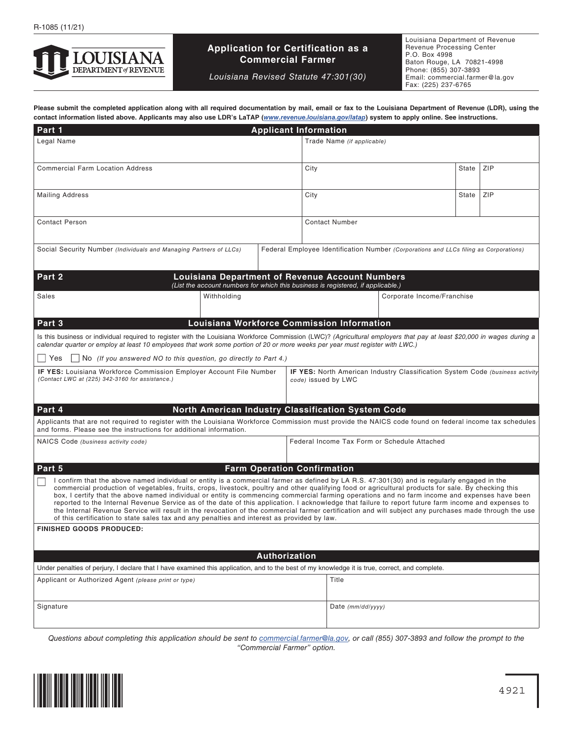R-1085 (11/21)

LOUISIANA DEPARTMENT of REVENUE

# Application for Certification as a Commercial Farmer

*Louisiana Revised Statute 47:301(30)*

Louisiana Department of Revenue
Revenue Processing Center
P.O. Box 4998
Baton Rouge, LA 70821-4998
Phone: (855) 307-3893
Email: commercial.farmer@la.gov
Fax: (225) 237-6765

**Please submit the completed application along with all required documentation by mail, email or fax to the Louisiana Department of Revenue (LDR), using the contact information listed above. Applicants may also use LDR's LaTAP (www.revenue.louisiana.gov/latap) system to apply online. See instructions.**

## Part 1 Applicant Information

| Legal Name | Trade Name *(if applicable)* | | |
|---|---|---|---|
| Commercial Farm Location Address | City | State | ZIP |
| Mailing Address | City | State | ZIP |
| Contact Person | Contact Number | | |
| Social Security Number *(Individuals and Managing Partners of LLCs)* | Federal Employee Identification Number *(Corporations and LLCs filing as Corporations)* | | |

## Part 2 Louisiana Department of Revenue Account Numbers

*(List the account numbers for which this business is registered, if applicable.)*

| Sales | Withholding | Corporate Income/Franchise |
|---|---|---|
| | | |

## Part 3 Louisiana Workforce Commission Information

Is this business or individual required to register with the Louisiana Workforce Commission (LWC)? *(Agricultural employers that pay at least $20,000 in wages during a calendar quarter or employ at least 10 employees that work some portion of 20 or more weeks per year must register with LWC.)*

☐ Yes ☐ No *(If you answered NO to this question, go directly to Part 4.)*

| **IF YES:** Louisiana Workforce Commission Employer Account File Number *(Contact LWC at (225) 342-3160 for assistance.)* | **IF YES:** North American Industry Classification System Code *(business activity code)* issued by LWC |
|---|---|
| | |

## Part 4 North American Industry Classification System Code

Applicants that are not required to register with the Louisiana Workforce Commission must provide the NAICS code found on federal income tax schedules and forms. Please see the instructions for additional information.

| NAICS Code *(business activity code)* | Federal Income Tax Form or Schedule Attached |
|---|---|
| | |

## Part 5 Farm Operation Confirmation

☐ I confirm that the above named individual or entity is a commercial farmer as defined by LA R.S. 47:301(30) and is regularly engaged in the commercial production of vegetables, fruits, crops, livestock, poultry and other qualifying food or agricultural products for sale. By checking this box, I certify that the above named individual or entity is commencing commercial farming operations and no farm income and expenses have been reported to the Internal Revenue Service as of the date of this application. I acknowledge that failure to report future farm income and expenses to the Internal Revenue Service will result in the revocation of the commercial farmer certification and will subject any purchases made through the use of this certification to state sales tax and any penalties and interest as provided by law.

**FINISHED GOODS PRODUCED:**

## Authorization

Under penalties of perjury, I declare that I have examined this application, and to the best of my knowledge it is true, correct, and complete.

| Applicant or Authorized Agent *(please print or type)* | Title |
|---|---|
| Signature | Date *(mm/dd/yyyy)* |

*Questions about completing this application should be sent to commercial.farmer@la.gov, or call (855) 307-3893 and follow the prompt to the "Commercial Farmer" option.*

4921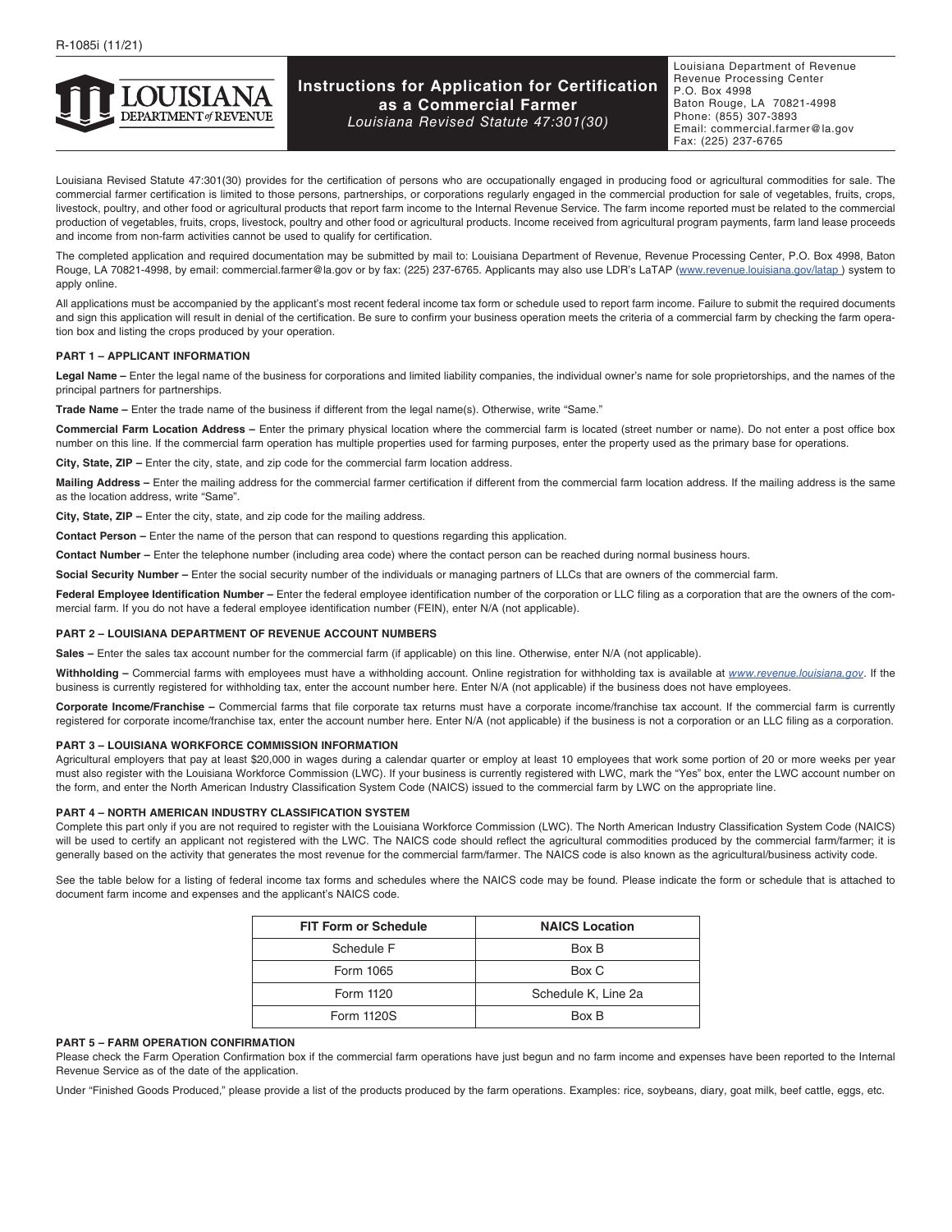R-1085i (11/21)

# Instructions for Application for Certification as a Commercial Farmer

*Louisiana Revised Statute 47:301(30)*

Louisiana Department of Revenue
Revenue Processing Center
P.O. Box 4998
Baton Rouge, LA 70821-4998
Phone: (855) 307-3893
Email: commercial.farmer@la.gov
Fax: (225) 237-6765

Louisiana Revised Statute 47:301(30) provides for the certification of persons who are occupationally engaged in producing food or agricultural commodities for sale. The commercial farmer certification is limited to those persons, partnerships, or corporations regularly engaged in the commercial production for sale of vegetables, fruits, crops, livestock, poultry, and other food or agricultural products that report farm income to the Internal Revenue Service. The farm income reported must be related to the commercial production of vegetables, fruits, crops, livestock, poultry and other food or agricultural products. Income received from agricultural program payments, farm land lease proceeds and income from non-farm activities cannot be used to qualify for certification.

The completed application and required documentation may be submitted by mail to: Louisiana Department of Revenue, Revenue Processing Center, P.O. Box 4998, Baton Rouge, LA 70821-4998, by email: commercial.farmer@la.gov or by fax: (225) 237-6765. Applicants may also use LDR's LaTAP (www.revenue.louisiana.gov/latap ) system to apply online.

All applications must be accompanied by the applicant's most recent federal income tax form or schedule used to report farm income. Failure to submit the required documents and sign this application will result in denial of the certification. Be sure to confirm your business operation meets the criteria of a commercial farm by checking the farm operation box and listing the crops produced by your operation.

### PART 1 – APPLICANT INFORMATION

**Legal Name –** Enter the legal name of the business for corporations and limited liability companies, the individual owner's name for sole proprietorships, and the names of the principal partners for partnerships.

**Trade Name –** Enter the trade name of the business if different from the legal name(s). Otherwise, write "Same."

**Commercial Farm Location Address –** Enter the primary physical location where the commercial farm is located (street number or name). Do not enter a post office box number on this line. If the commercial farm operation has multiple properties used for farming purposes, enter the property used as the primary base for operations.

**City, State, ZIP –** Enter the city, state, and zip code for the commercial farm location address.

**Mailing Address –** Enter the mailing address for the commercial farmer certification if different from the commercial farm location address. If the mailing address is the same as the location address, write "Same".

**City, State, ZIP –** Enter the city, state, and zip code for the mailing address.

**Contact Person –** Enter the name of the person that can respond to questions regarding this application.

**Contact Number –** Enter the telephone number (including area code) where the contact person can be reached during normal business hours.

**Social Security Number –** Enter the social security number of the individuals or managing partners of LLCs that are owners of the commercial farm.

**Federal Employee Identification Number –** Enter the federal employee identification number of the corporation or LLC filing as a corporation that are the owners of the commercial farm. If you do not have a federal employee identification number (FEIN), enter N/A (not applicable).

### PART 2 – LOUISIANA DEPARTMENT OF REVENUE ACCOUNT NUMBERS

**Sales –** Enter the sales tax account number for the commercial farm (if applicable) on this line. Otherwise, enter N/A (not applicable).

**Withholding –** Commercial farms with employees must have a withholding account. Online registration for withholding tax is available at *www.revenue.louisiana.gov*. If the business is currently registered for withholding tax, enter the account number here. Enter N/A (not applicable) if the business does not have employees.

**Corporate Income/Franchise –** Commercial farms that file corporate tax returns must have a corporate income/franchise tax account. If the commercial farm is currently registered for corporate income/franchise tax, enter the account number here. Enter N/A (not applicable) if the business is not a corporation or an LLC filing as a corporation.

### PART 3 – LOUISIANA WORKFORCE COMMISSION INFORMATION

Agricultural employers that pay at least $20,000 in wages during a calendar quarter or employ at least 10 employees that work some portion of 20 or more weeks per year must also register with the Louisiana Workforce Commission (LWC). If your business is currently registered with LWC, mark the "Yes" box, enter the LWC account number on the form, and enter the North American Industry Classification System Code (NAICS) issued to the commercial farm by LWC on the appropriate line.

### PART 4 – NORTH AMERICAN INDUSTRY CLASSIFICATION SYSTEM

Complete this part only if you are not required to register with the Louisiana Workforce Commission (LWC). The North American Industry Classification System Code (NAICS) will be used to certify an applicant not registered with the LWC. The NAICS code should reflect the agricultural commodities produced by the commercial farm/farmer; it is generally based on the activity that generates the most revenue for the commercial farm/farmer. The NAICS code is also known as the agricultural/business activity code.

See the table below for a listing of federal income tax forms and schedules where the NAICS code may be found. Please indicate the form or schedule that is attached to document farm income and expenses and the applicant's NAICS code.

| FIT Form or Schedule | NAICS Location |
|---|---|
| Schedule F | Box B |
| Form 1065 | Box C |
| Form 1120 | Schedule K, Line 2a |
| Form 1120S | Box B |

### PART 5 – FARM OPERATION CONFIRMATION

Please check the Farm Operation Confirmation box if the commercial farm operations have just begun and no farm income and expenses have been reported to the Internal Revenue Service as of the date of the application.

Under "Finished Goods Produced," please provide a list of the products produced by the farm operations. Examples: rice, soybeans, diary, goat milk, beef cattle, eggs, etc.